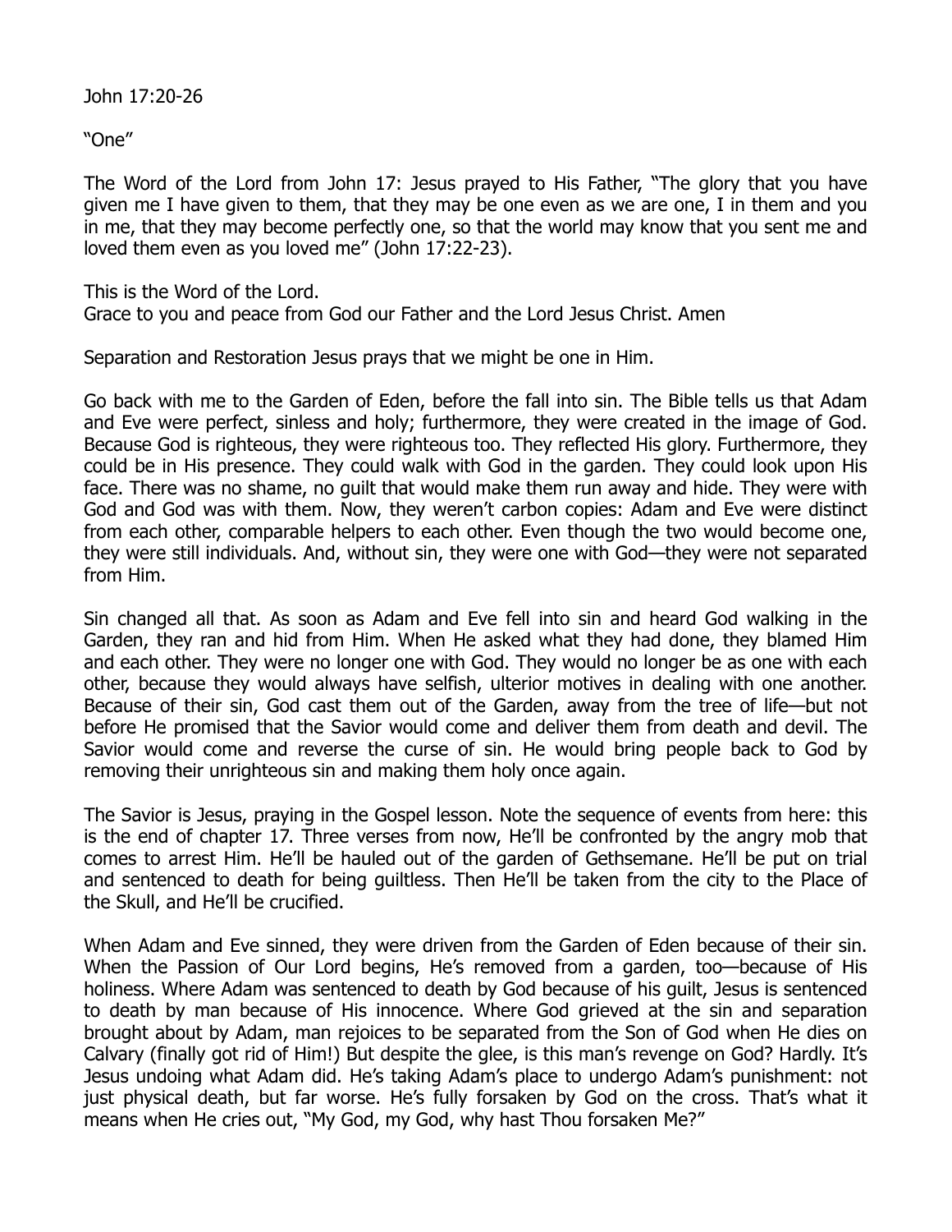John 17:20-26

"One"

The Word of the Lord from John 17: Jesus prayed to His Father, "The glory that you have given me I have given to them, that they may be one even as we are one, I in them and you in me, that they may become perfectly one, so that the world may know that you sent me and loved them even as you loved me" (John 17:22-23).

This is the Word of the Lord.
Grace to you and peace from God our Father and the Lord Jesus Christ. Amen

Separation and Restoration Jesus prays that we might be one in Him.

Go back with me to the Garden of Eden, before the fall into sin. The Bible tells us that Adam and Eve were perfect, sinless and holy; furthermore, they were created in the image of God. Because God is righteous, they were righteous too. They reflected His glory. Furthermore, they could be in His presence. They could walk with God in the garden. They could look upon His face. There was no shame, no guilt that would make them run away and hide. They were with God and God was with them. Now, they weren't carbon copies: Adam and Eve were distinct from each other, comparable helpers to each other. Even though the two would become one, they were still individuals. And, without sin, they were one with God—they were not separated from Him.

Sin changed all that. As soon as Adam and Eve fell into sin and heard God walking in the Garden, they ran and hid from Him. When He asked what they had done, they blamed Him and each other. They were no longer one with God. They would no longer be as one with each other, because they would always have selfish, ulterior motives in dealing with one another. Because of their sin, God cast them out of the Garden, away from the tree of life—but not before He promised that the Savior would come and deliver them from death and devil. The Savior would come and reverse the curse of sin. He would bring people back to God by removing their unrighteous sin and making them holy once again.

The Savior is Jesus, praying in the Gospel lesson. Note the sequence of events from here: this is the end of chapter 17. Three verses from now, He'll be confronted by the angry mob that comes to arrest Him. He'll be hauled out of the garden of Gethsemane. He'll be put on trial and sentenced to death for being guiltless. Then He'll be taken from the city to the Place of the Skull, and He'll be crucified.

When Adam and Eve sinned, they were driven from the Garden of Eden because of their sin. When the Passion of Our Lord begins, He's removed from a garden, too—because of His holiness. Where Adam was sentenced to death by God because of his guilt, Jesus is sentenced to death by man because of His innocence. Where God grieved at the sin and separation brought about by Adam, man rejoices to be separated from the Son of God when He dies on Calvary (finally got rid of Him!) But despite the glee, is this man's revenge on God? Hardly. It's Jesus undoing what Adam did. He's taking Adam's place to undergo Adam's punishment: not just physical death, but far worse. He's fully forsaken by God on the cross. That's what it means when He cries out, "My God, my God, why hast Thou forsaken Me?"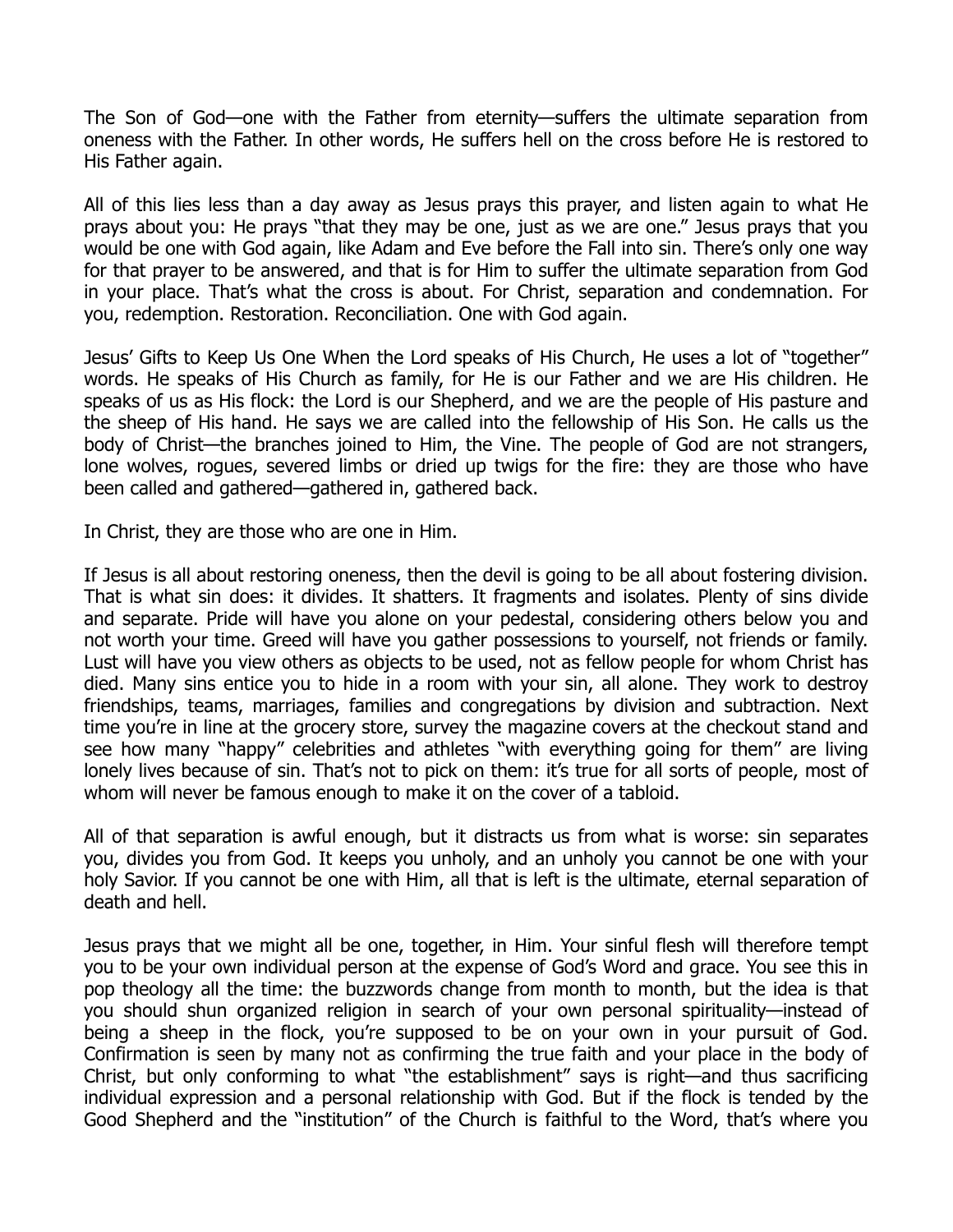The Son of God—one with the Father from eternity—suffers the ultimate separation from oneness with the Father. In other words, He suffers hell on the cross before He is restored to His Father again.

All of this lies less than a day away as Jesus prays this prayer, and listen again to what He prays about you: He prays "that they may be one, just as we are one." Jesus prays that you would be one with God again, like Adam and Eve before the Fall into sin. There's only one way for that prayer to be answered, and that is for Him to suffer the ultimate separation from God in your place. That's what the cross is about. For Christ, separation and condemnation. For you, redemption. Restoration. Reconciliation. One with God again.

Jesus' Gifts to Keep Us One When the Lord speaks of His Church, He uses a lot of "together" words. He speaks of His Church as family, for He is our Father and we are His children. He speaks of us as His flock: the Lord is our Shepherd, and we are the people of His pasture and the sheep of His hand. He says we are called into the fellowship of His Son. He calls us the body of Christ—the branches joined to Him, the Vine. The people of God are not strangers, lone wolves, rogues, severed limbs or dried up twigs for the fire: they are those who have been called and gathered—gathered in, gathered back.

In Christ, they are those who are one in Him.

If Jesus is all about restoring oneness, then the devil is going to be all about fostering division. That is what sin does: it divides. It shatters. It fragments and isolates. Plenty of sins divide and separate. Pride will have you alone on your pedestal, considering others below you and not worth your time. Greed will have you gather possessions to yourself, not friends or family. Lust will have you view others as objects to be used, not as fellow people for whom Christ has died. Many sins entice you to hide in a room with your sin, all alone. They work to destroy friendships, teams, marriages, families and congregations by division and subtraction. Next time you're in line at the grocery store, survey the magazine covers at the checkout stand and see how many "happy" celebrities and athletes "with everything going for them" are living lonely lives because of sin. That's not to pick on them: it's true for all sorts of people, most of whom will never be famous enough to make it on the cover of a tabloid.

All of that separation is awful enough, but it distracts us from what is worse: sin separates you, divides you from God. It keeps you unholy, and an unholy you cannot be one with your holy Savior. If you cannot be one with Him, all that is left is the ultimate, eternal separation of death and hell.

Jesus prays that we might all be one, together, in Him. Your sinful flesh will therefore tempt you to be your own individual person at the expense of God's Word and grace. You see this in pop theology all the time: the buzzwords change from month to month, but the idea is that you should shun organized religion in search of your own personal spirituality—instead of being a sheep in the flock, you're supposed to be on your own in your pursuit of God. Confirmation is seen by many not as confirming the true faith and your place in the body of Christ, but only conforming to what "the establishment" says is right—and thus sacrificing individual expression and a personal relationship with God. But if the flock is tended by the Good Shepherd and the "institution" of the Church is faithful to the Word, that's where you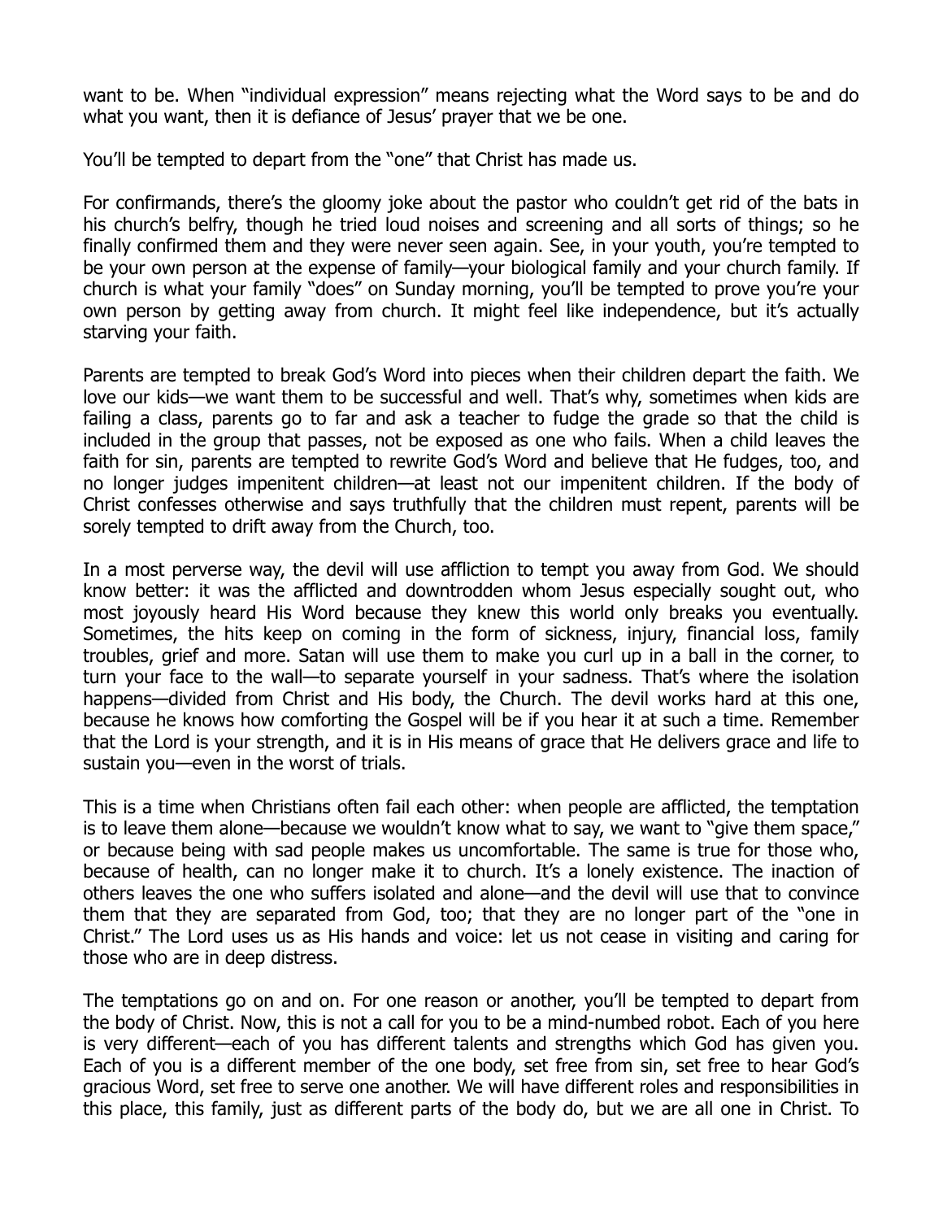want to be. When "individual expression" means rejecting what the Word says to be and do what you want, then it is defiance of Jesus' prayer that we be one.

You'll be tempted to depart from the "one" that Christ has made us.

For confirmands, there's the gloomy joke about the pastor who couldn't get rid of the bats in his church's belfry, though he tried loud noises and screening and all sorts of things; so he finally confirmed them and they were never seen again. See, in your youth, you're tempted to be your own person at the expense of family—your biological family and your church family. If church is what your family "does" on Sunday morning, you'll be tempted to prove you're your own person by getting away from church. It might feel like independence, but it's actually starving your faith.

Parents are tempted to break God's Word into pieces when their children depart the faith. We love our kids—we want them to be successful and well. That's why, sometimes when kids are failing a class, parents go to far and ask a teacher to fudge the grade so that the child is included in the group that passes, not be exposed as one who fails. When a child leaves the faith for sin, parents are tempted to rewrite God's Word and believe that He fudges, too, and no longer judges impenitent children—at least not our impenitent children. If the body of Christ confesses otherwise and says truthfully that the children must repent, parents will be sorely tempted to drift away from the Church, too.

In a most perverse way, the devil will use affliction to tempt you away from God. We should know better: it was the afflicted and downtrodden whom Jesus especially sought out, who most joyously heard His Word because they knew this world only breaks you eventually. Sometimes, the hits keep on coming in the form of sickness, injury, financial loss, family troubles, grief and more. Satan will use them to make you curl up in a ball in the corner, to turn your face to the wall—to separate yourself in your sadness. That's where the isolation happens—divided from Christ and His body, the Church. The devil works hard at this one, because he knows how comforting the Gospel will be if you hear it at such a time. Remember that the Lord is your strength, and it is in His means of grace that He delivers grace and life to sustain you—even in the worst of trials.

This is a time when Christians often fail each other: when people are afflicted, the temptation is to leave them alone—because we wouldn't know what to say, we want to "give them space," or because being with sad people makes us uncomfortable. The same is true for those who, because of health, can no longer make it to church. It's a lonely existence. The inaction of others leaves the one who suffers isolated and alone—and the devil will use that to convince them that they are separated from God, too; that they are no longer part of the "one in Christ." The Lord uses us as His hands and voice: let us not cease in visiting and caring for those who are in deep distress.

The temptations go on and on. For one reason or another, you'll be tempted to depart from the body of Christ. Now, this is not a call for you to be a mind-numbed robot. Each of you here is very different—each of you has different talents and strengths which God has given you. Each of you is a different member of the one body, set free from sin, set free to hear God's gracious Word, set free to serve one another. We will have different roles and responsibilities in this place, this family, just as different parts of the body do, but we are all one in Christ. To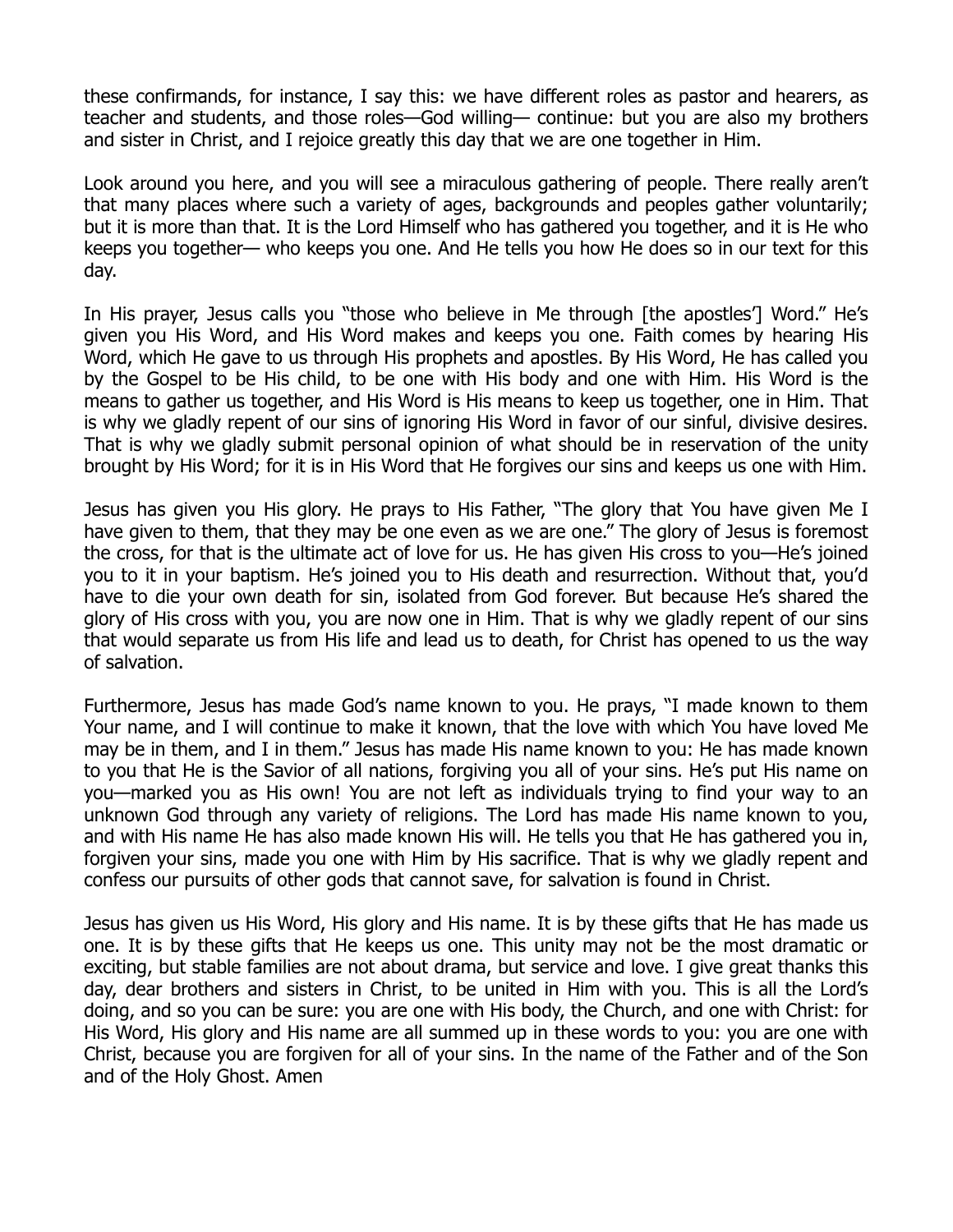these confirmands, for instance, I say this: we have different roles as pastor and hearers, as teacher and students, and those roles—God willing— continue: but you are also my brothers and sister in Christ, and I rejoice greatly this day that we are one together in Him.

Look around you here, and you will see a miraculous gathering of people. There really aren't that many places where such a variety of ages, backgrounds and peoples gather voluntarily; but it is more than that. It is the Lord Himself who has gathered you together, and it is He who keeps you together— who keeps you one. And He tells you how He does so in our text for this day.

In His prayer, Jesus calls you "those who believe in Me through [the apostles'] Word." He's given you His Word, and His Word makes and keeps you one. Faith comes by hearing His Word, which He gave to us through His prophets and apostles. By His Word, He has called you by the Gospel to be His child, to be one with His body and one with Him. His Word is the means to gather us together, and His Word is His means to keep us together, one in Him. That is why we gladly repent of our sins of ignoring His Word in favor of our sinful, divisive desires. That is why we gladly submit personal opinion of what should be in reservation of the unity brought by His Word; for it is in His Word that He forgives our sins and keeps us one with Him.

Jesus has given you His glory. He prays to His Father, "The glory that You have given Me I have given to them, that they may be one even as we are one." The glory of Jesus is foremost the cross, for that is the ultimate act of love for us. He has given His cross to you—He's joined you to it in your baptism. He's joined you to His death and resurrection. Without that, you'd have to die your own death for sin, isolated from God forever. But because He's shared the glory of His cross with you, you are now one in Him. That is why we gladly repent of our sins that would separate us from His life and lead us to death, for Christ has opened to us the way of salvation.

Furthermore, Jesus has made God's name known to you. He prays, "I made known to them Your name, and I will continue to make it known, that the love with which You have loved Me may be in them, and I in them." Jesus has made His name known to you: He has made known to you that He is the Savior of all nations, forgiving you all of your sins. He's put His name on you—marked you as His own! You are not left as individuals trying to find your way to an unknown God through any variety of religions. The Lord has made His name known to you, and with His name He has also made known His will. He tells you that He has gathered you in, forgiven your sins, made you one with Him by His sacrifice. That is why we gladly repent and confess our pursuits of other gods that cannot save, for salvation is found in Christ.

Jesus has given us His Word, His glory and His name. It is by these gifts that He has made us one. It is by these gifts that He keeps us one. This unity may not be the most dramatic or exciting, but stable families are not about drama, but service and love. I give great thanks this day, dear brothers and sisters in Christ, to be united in Him with you. This is all the Lord's doing, and so you can be sure: you are one with His body, the Church, and one with Christ: for His Word, His glory and His name are all summed up in these words to you: you are one with Christ, because you are forgiven for all of your sins. In the name of the Father and of the Son and of the Holy Ghost. Amen